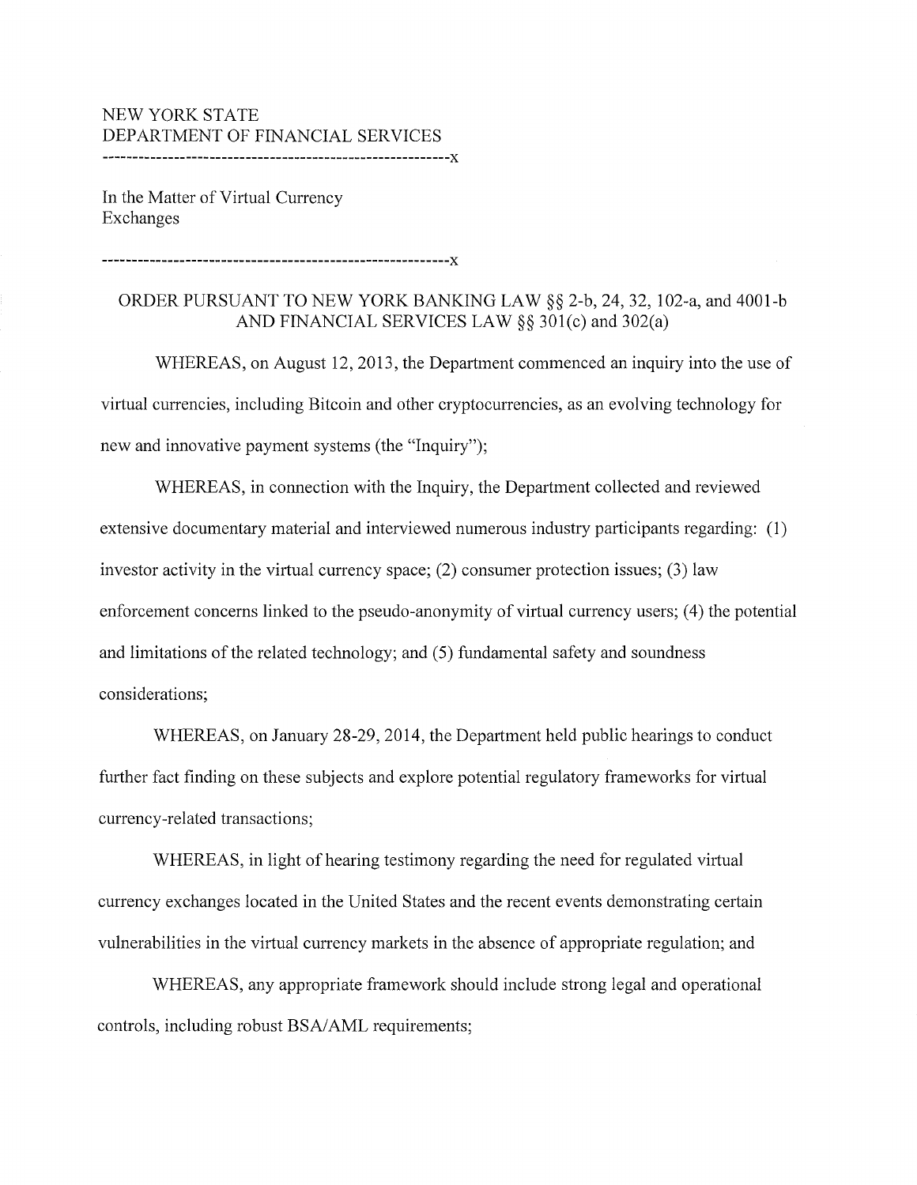NEW YORK STATE
DEPARTMENT OF FINANCIAL SERVICES

---

In the Matter of Virtual Currency Exchanges

---

ORDER PURSUANT TO NEW YORK BANKING LAW §§ 2-b, 24, 32, 102-a, and 4001-b AND FINANCIAL SERVICES LAW §§ 301(c) and 302(a)

WHEREAS, on August 12, 2013, the Department commenced an inquiry into the use of virtual currencies, including Bitcoin and other cryptocurrencies, as an evolving technology for new and innovative payment systems (the "Inquiry");

WHEREAS, in connection with the Inquiry, the Department collected and reviewed extensive documentary material and interviewed numerous industry participants regarding: (1) investor activity in the virtual currency space; (2) consumer protection issues; (3) law enforcement concerns linked to the pseudo-anonymity of virtual currency users; (4) the potential and limitations of the related technology; and (5) fundamental safety and soundness considerations;

WHEREAS, on January 28-29, 2014, the Department held public hearings to conduct further fact finding on these subjects and explore potential regulatory frameworks for virtual currency-related transactions;

WHEREAS, in light of hearing testimony regarding the need for regulated virtual currency exchanges located in the United States and the recent events demonstrating certain vulnerabilities in the virtual currency markets in the absence of appropriate regulation; and

WHEREAS, any appropriate framework should include strong legal and operational controls, including robust BSA/AML requirements;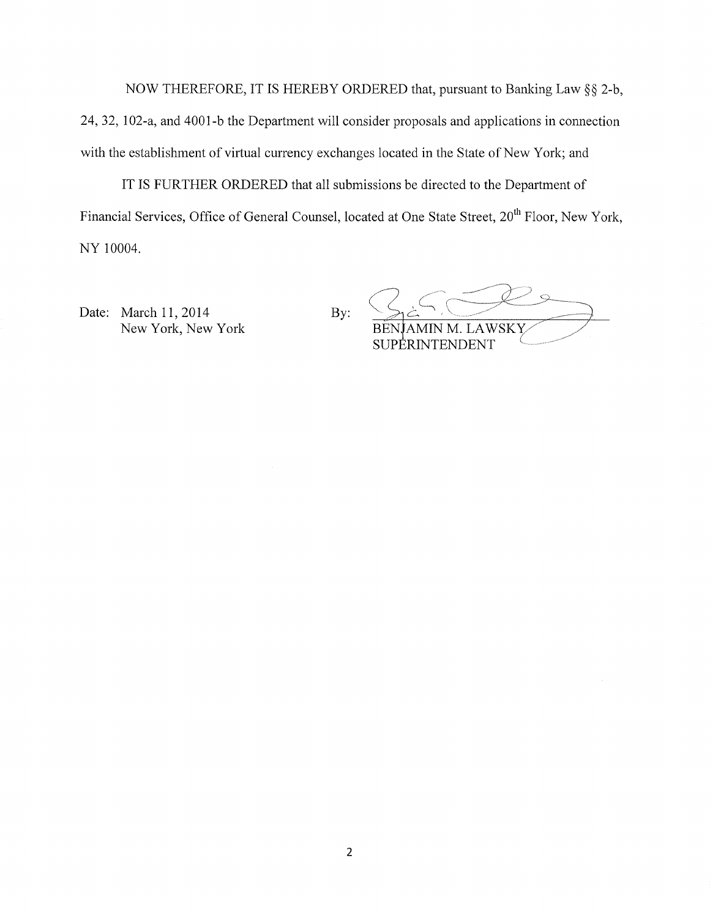NOW THEREFORE, IT IS HEREBY ORDERED that, pursuant to Banking Law §§ 2-b, 24, 32, 102-a, and 4001-b the Department will consider proposals and applications in connection with the establishment of virtual currency exchanges located in the State of New York; and

IT IS FURTHER ORDERED that all submissions be directed to the Department of Financial Services, Office of General Counsel, located at One State Street, 20th Floor, New York, NY 10004.

Date: March 11, 2014
New York, New York

By:

BENJAMIN M. LAWSKY
SUPERINTENDENT